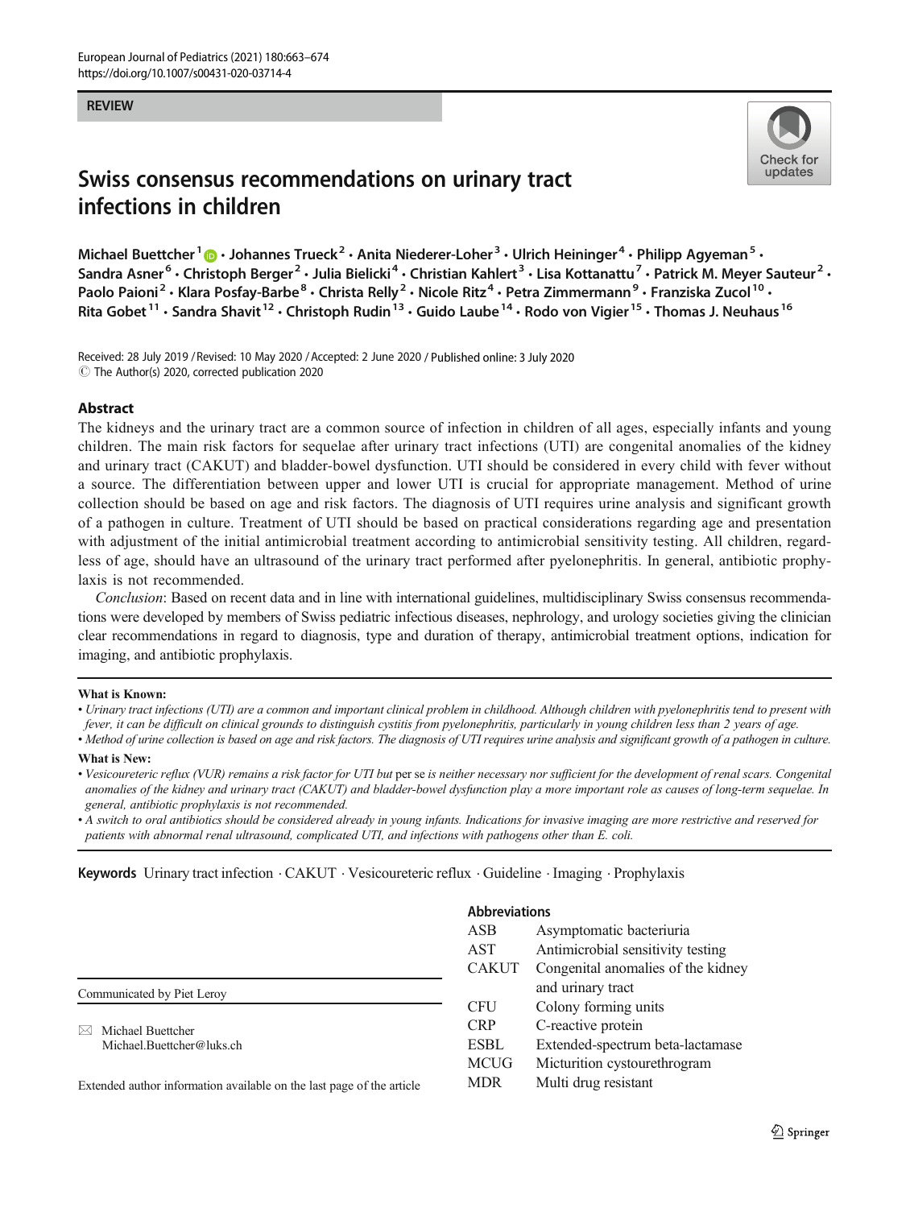REVIEW

# Swiss consensus recommendations on urinary tract infections in children

Michael Buettcher[1] · Johannes Trueck[2] · Anita Niederer-Loher[3] · Ulrich Heininger[4] · Philipp Agyeman[5] · Sandra Asner[6] · Christoph Berger[2] · Julia Bielicki[4] · Christian Kahlert[3] · Lisa Kottanattu[7] · Patrick M. Meyer Sauteur[2] · Paolo Paioni[2] · Klara Posfay-Barbe[8] · Christa Relly[2] · Nicole Ritz[4] · Petra Zimmermann[9] · Franziska Zucol[10] · Rita Gobet[11] · Sandra Shavit[12] · Christoph Rudin[13] · Guido Laube[14] · Rodo von Vigier[15] · Thomas J. Neuhaus[16]

Received: 28 July 2019 / Revised: 10 May 2020 / Accepted: 2 June 2020 / Published online: 3 July 2020
© The Author(s) 2020, corrected publication 2020

## Abstract

The kidneys and the urinary tract are a common source of infection in children of all ages, especially infants and young children. The main risk factors for sequelae after urinary tract infections (UTI) are congenital anomalies of the kidney and urinary tract (CAKUT) and bladder-bowel dysfunction. UTI should be considered in every child with fever without a source. The differentiation between upper and lower UTI is crucial for appropriate management. Method of urine collection should be based on age and risk factors. The diagnosis of UTI requires urine analysis and significant growth of a pathogen in culture. Treatment of UTI should be based on practical considerations regarding age and presentation with adjustment of the initial antimicrobial treatment according to antimicrobial sensitivity testing. All children, regardless of age, should have an ultrasound of the urinary tract performed after pyelonephritis. In general, antibiotic prophylaxis is not recommended.

*Conclusion*: Based on recent data and in line with international guidelines, multidisciplinary Swiss consensus recommendations were developed by members of Swiss pediatric infectious diseases, nephrology, and urology societies giving the clinician clear recommendations in regard to diagnosis, type and duration of therapy, antimicrobial treatment options, indication for imaging, and antibiotic prophylaxis.

**What is Known:**

- *Urinary tract infections (UTI) are a common and important clinical problem in childhood. Although children with pyelonephritis tend to present with fever, it can be difficult on clinical grounds to distinguish cystitis from pyelonephritis, particularly in young children less than 2 years of age.*
- *Method of urine collection is based on age and risk factors. The diagnosis of UTI requires urine analysis and significant growth of a pathogen in culture.*

**What is New:**

- *Vesicoureteric reflux (VUR) remains a risk factor for UTI but* per se *is neither necessary nor sufficient for the development of renal scars. Congenital anomalies of the kidney and urinary tract (CAKUT) and bladder-bowel dysfunction play a more important role as causes of long-term sequelae. In general, antibiotic prophylaxis is not recommended.*
- *A switch to oral antibiotics should be considered already in young infants. Indications for invasive imaging are more restrictive and reserved for patients with abnormal renal ultrasound, complicated UTI, and infections with pathogens other than E. coli.*

**Keywords** Urinary tract infection · CAKUT · Vesicoureteric reflux · Guideline · Imaging · Prophylaxis

Communicated by Piet Leroy

✉ Michael Buettcher
Michael.Buettcher@luks.ch

Extended author information available on the last page of the article

## Abbreviations

| | |
|---|---|
| ASB | Asymptomatic bacteriuria |
| AST | Antimicrobial sensitivity testing |
| CAKUT | Congenital anomalies of the kidney and urinary tract |
| CFU | Colony forming units |
| CRP | C-reactive protein |
| ESBL | Extended-spectrum beta-lactamase |
| MCUG | Micturition cystourethrogram |
| MDR | Multi drug resistant |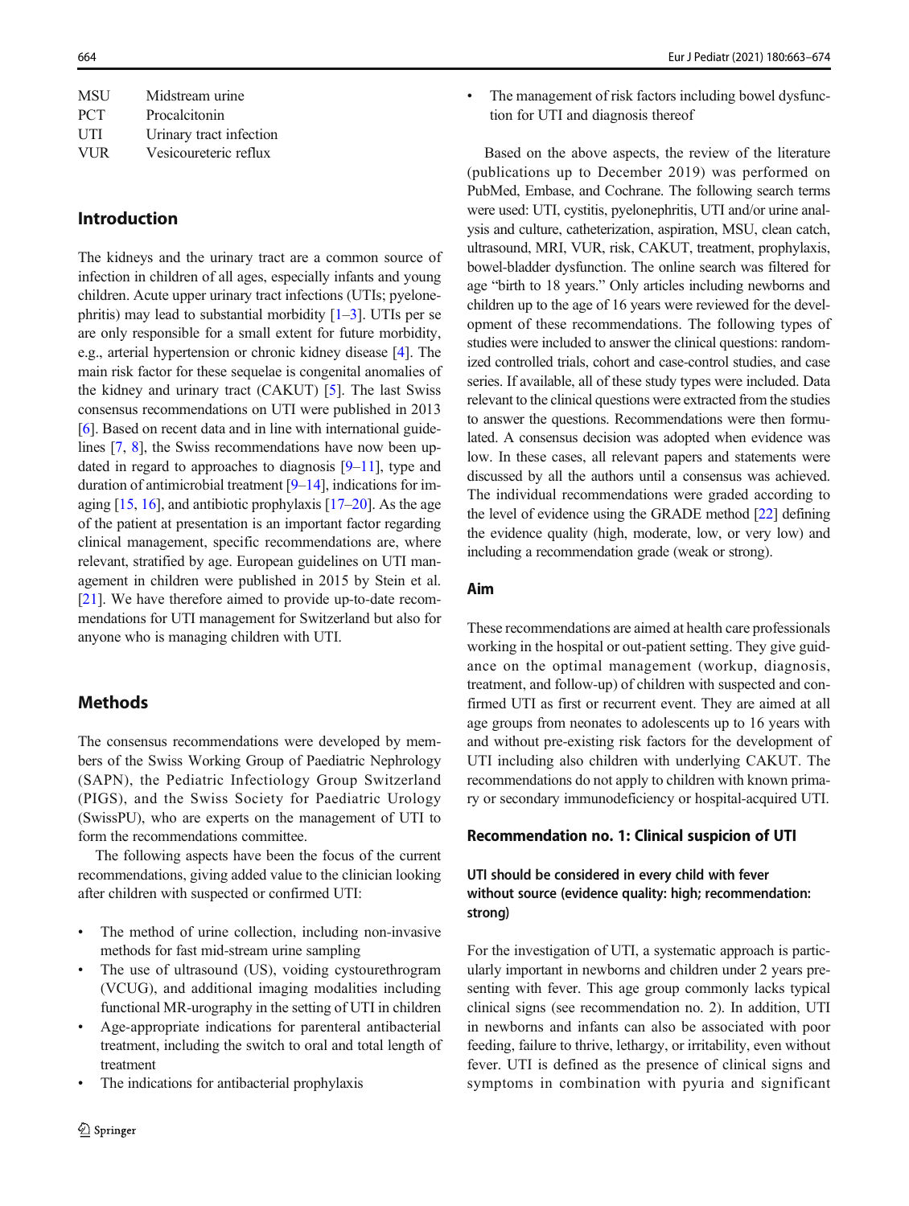| | |
|---|---|
| MSU | Midstream urine |
| PCT | Procalcitonin |
| UTI | Urinary tract infection |
| VUR | Vesicoureteric reflux |

## Introduction

The kidneys and the urinary tract are a common source of infection in children of all ages, especially infants and young children. Acute upper urinary tract infections (UTIs; pyelonephritis) may lead to substantial morbidity [1–3]. UTIs per se are only responsible for a small extent for future morbidity, e.g., arterial hypertension or chronic kidney disease [4]. The main risk factor for these sequelae is congenital anomalies of the kidney and urinary tract (CAKUT) [5]. The last Swiss consensus recommendations on UTI were published in 2013 [6]. Based on recent data and in line with international guidelines [7, 8], the Swiss recommendations have now been updated in regard to approaches to diagnosis [9–11], type and duration of antimicrobial treatment [9–14], indications for imaging [15, 16], and antibiotic prophylaxis [17–20]. As the age of the patient at presentation is an important factor regarding clinical management, specific recommendations are, where relevant, stratified by age. European guidelines on UTI management in children were published in 2015 by Stein et al. [21]. We have therefore aimed to provide up-to-date recommendations for UTI management for Switzerland but also for anyone who is managing children with UTI.

## Methods

The consensus recommendations were developed by members of the Swiss Working Group of Paediatric Nephrology (SAPN), the Pediatric Infectiology Group Switzerland (PIGS), and the Swiss Society for Paediatric Urology (SwissPU), who are experts on the management of UTI to form the recommendations committee.

The following aspects have been the focus of the current recommendations, giving added value to the clinician looking after children with suspected or confirmed UTI:

- The method of urine collection, including non-invasive methods for fast mid-stream urine sampling
- The use of ultrasound (US), voiding cystourethrogram (VCUG), and additional imaging modalities including functional MR-urography in the setting of UTI in children
- Age-appropriate indications for parenteral antibacterial treatment, including the switch to oral and total length of treatment
- The indications for antibacterial prophylaxis
- The management of risk factors including bowel dysfunction for UTI and diagnosis thereof

Based on the above aspects, the review of the literature (publications up to December 2019) was performed on PubMed, Embase, and Cochrane. The following search terms were used: UTI, cystitis, pyelonephritis, UTI and/or urine analysis and culture, catheterization, aspiration, MSU, clean catch, ultrasound, MRI, VUR, risk, CAKUT, treatment, prophylaxis, bowel-bladder dysfunction. The online search was filtered for age "birth to 18 years." Only articles including newborns and children up to the age of 16 years were reviewed for the development of these recommendations. The following types of studies were included to answer the clinical questions: randomized controlled trials, cohort and case-control studies, and case series. If available, all of these study types were included. Data relevant to the clinical questions were extracted from the studies to answer the questions. Recommendations were then formulated. A consensus decision was adopted when evidence was low. In these cases, all relevant papers and statements were discussed by all the authors until a consensus was achieved. The individual recommendations were graded according to the level of evidence using the GRADE method [22] defining the evidence quality (high, moderate, low, or very low) and including a recommendation grade (weak or strong).

### Aim

These recommendations are aimed at health care professionals working in the hospital or out-patient setting. They give guidance on the optimal management (workup, diagnosis, treatment, and follow-up) of children with suspected and confirmed UTI as first or recurrent event. They are aimed at all age groups from neonates to adolescents up to 16 years with and without pre-existing risk factors for the development of UTI including also children with underlying CAKUT. The recommendations do not apply to children with known primary or secondary immunodeficiency or hospital-acquired UTI.

### Recommendation no. 1: Clinical suspicion of UTI

#### UTI should be considered in every child with fever without source (evidence quality: high; recommendation: strong)

For the investigation of UTI, a systematic approach is particularly important in newborns and children under 2 years presenting with fever. This age group commonly lacks typical clinical signs (see recommendation no. 2). In addition, UTI in newborns and infants can also be associated with poor feeding, failure to thrive, lethargy, or irritability, even without fever. UTI is defined as the presence of clinical signs and symptoms in combination with pyuria and significant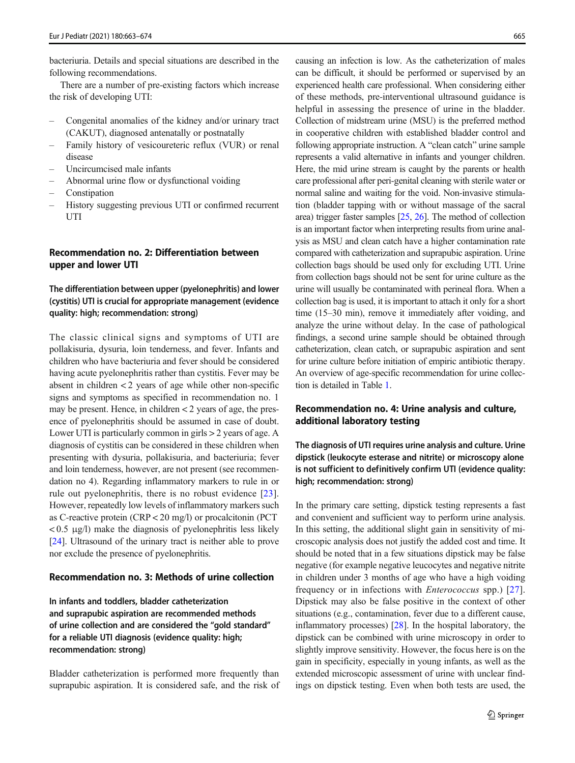bacteriuria. Details and special situations are described in the following recommendations.

There are a number of pre-existing factors which increase the risk of developing UTI:

- Congenital anomalies of the kidney and/or urinary tract (CAKUT), diagnosed antenatally or postnatally
- Family history of vesicoureteric reflux (VUR) or renal disease
- Uncircumcised male infants
- Abnormal urine flow or dysfunctional voiding
- Constipation
- History suggesting previous UTI or confirmed recurrent UTI

## Recommendation no. 2: Differentiation between upper and lower UTI

**The differentiation between upper (pyelonephritis) and lower (cystitis) UTI is crucial for appropriate management (evidence quality: high; recommendation: strong)**

The classic clinical signs and symptoms of UTI are pollakisuria, dysuria, loin tenderness, and fever. Infants and children who have bacteriuria and fever should be considered having acute pyelonephritis rather than cystitis. Fever may be absent in children < 2 years of age while other non-specific signs and symptoms as specified in recommendation no. 1 may be present. Hence, in children < 2 years of age, the presence of pyelonephritis should be assumed in case of doubt. Lower UTI is particularly common in girls > 2 years of age. A diagnosis of cystitis can be considered in these children when presenting with dysuria, pollakisuria, and bacteriuria; fever and loin tenderness, however, are not present (see recommendation no 4). Regarding inflammatory markers to rule in or rule out pyelonephritis, there is no robust evidence [23]. However, repeatedly low levels of inflammatory markers such as C-reactive protein (CRP < 20 mg/l) or procalcitonin (PCT < 0.5 µg/l) make the diagnosis of pyelonephritis less likely [24]. Ultrasound of the urinary tract is neither able to prove nor exclude the presence of pyelonephritis.

## Recommendation no. 3: Methods of urine collection

**In infants and toddlers, bladder catheterization and suprapubic aspiration are recommended methods of urine collection and are considered the "gold standard" for a reliable UTI diagnosis (evidence quality: high; recommendation: strong)**

Bladder catheterization is performed more frequently than suprapubic aspiration. It is considered safe, and the risk of causing an infection is low. As the catheterization of males can be difficult, it should be performed or supervised by an experienced health care professional. When considering either of these methods, pre-interventional ultrasound guidance is helpful in assessing the presence of urine in the bladder. Collection of midstream urine (MSU) is the preferred method in cooperative children with established bladder control and following appropriate instruction. A "clean catch" urine sample represents a valid alternative in infants and younger children. Here, the mid urine stream is caught by the parents or health care professional after peri-genital cleaning with sterile water or normal saline and waiting for the void. Non-invasive stimulation (bladder tapping with or without massage of the sacral area) trigger faster samples [25, 26]. The method of collection is an important factor when interpreting results from urine analysis as MSU and clean catch have a higher contamination rate compared with catheterization and suprapubic aspiration. Urine collection bags should be used only for excluding UTI. Urine from collection bags should not be sent for urine culture as the urine will usually be contaminated with perineal flora. When a collection bag is used, it is important to attach it only for a short time (15–30 min), remove it immediately after voiding, and analyze the urine without delay. In the case of pathological findings, a second urine sample should be obtained through catheterization, clean catch, or suprapubic aspiration and sent for urine culture before initiation of empiric antibiotic therapy. An overview of age-specific recommendation for urine collection is detailed in Table 1.

## Recommendation no. 4: Urine analysis and culture, additional laboratory testing

**The diagnosis of UTI requires urine analysis and culture. Urine dipstick (leukocyte esterase and nitrite) or microscopy alone is not sufficient to definitively confirm UTI (evidence quality: high; recommendation: strong)**

In the primary care setting, dipstick testing represents a fast and convenient and sufficient way to perform urine analysis. In this setting, the additional slight gain in sensitivity of microscopic analysis does not justify the added cost and time. It should be noted that in a few situations dipstick may be false negative (for example negative leucocytes and negative nitrite in children under 3 months of age who have a high voiding frequency or in infections with *Enterococcus* spp.) [27]. Dipstick may also be false positive in the context of other situations (e.g., contamination, fever due to a different cause, inflammatory processes) [28]. In the hospital laboratory, the dipstick can be combined with urine microscopy in order to slightly improve sensitivity. However, the focus here is on the gain in specificity, especially in young infants, as well as the extended microscopic assessment of urine with unclear findings on dipstick testing. Even when both tests are used, the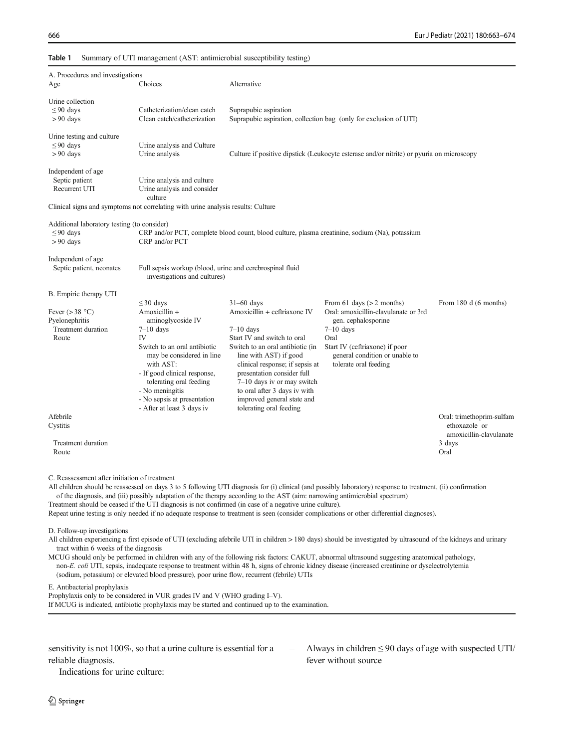**Table 1** Summary of UTI management (AST: antimicrobial susceptibility testing)

**A. Procedures and investigations**

| Age | Choices | Alternative |
|---|---|---|
| Urine collection | | |
| ≤ 90 days | Catheterization/clean catch | Suprapubic aspiration |
| > 90 days | Clean catch/catheterization | Suprapubic aspiration, collection bag (only for exclusion of UTI) |
| Urine testing and culture | | |
| ≤ 90 days | Urine analysis and Culture | |
| > 90 days | Urine analysis | Culture if positive dipstick (Leukocyte esterase and/or nitrite) or pyuria on microscopy |
| Independent of age | | |
| Septic patient | Urine analysis and culture | |
| Recurrent UTI | Urine analysis and consider culture | |
| Clinical signs and symptoms not correlating with urine analysis results: Culture | | |
| Additional laboratory testing (to consider) | | |
| ≤ 90 days | CRP and/or PCT, complete blood count, blood culture, plasma creatinine, sodium (Na), potassium | |
| > 90 days | CRP and/or PCT | |
| Independent of age | | |
| Septic patient, neonates | Full sepsis workup (blood, urine and cerebrospinal fluid investigations and cultures) | |

**B. Empiric therapy UTI**

| | ≤ 30 days | 31–60 days | From 61 days (> 2 months) | From 180 d (6 months) |
|---|---|---|---|---|
| Fever (> 38 °C) Pyelonephritis | Amoxicillin + aminoglycoside IV | Amoxicillin + ceftriaxone IV | Oral: amoxicillin-clavulanate or 3rd gen. cephalosporine | |
| Treatment duration | 7–10 days | 7–10 days | 7–10 days | |
| Route | IV<br>Switch to an oral antibiotic may be considered in line with AST:<br>- If good clinical response, tolerating oral feeding<br>- No meningitis<br>- No sepsis at presentation<br>- After at least 3 days iv | Start IV and switch to oral<br>Switch to an oral antibiotic (in line with AST) if good clinical response; if sepsis at presentation consider full 7–10 days iv or may switch to oral after 3 days iv with improved general state and tolerating oral feeding | Oral<br>Start IV (ceftriaxone) if poor general condition or unable to tolerate oral feeding | |
| Afebrile Cystitis | | | | Oral: trimethoprim-sulfamethoxazole or amoxicillin-clavulanate |
| Treatment duration | | | | 3 days |
| Route | | | | Oral |

**C. Reassessment after initiation of treatment**

All children should be reassessed on days 3 to 5 following UTI diagnosis for (i) clinical (and possibly laboratory) response to treatment, (ii) confirmation of the diagnosis, and (iii) possibly adaptation of the therapy according to the AST (aim: narrowing antimicrobial spectrum)

Treatment should be ceased if the UTI diagnosis is not confirmed (in case of a negative urine culture).

Repeat urine testing is only needed if no adequate response to treatment is seen (consider complications or other differential diagnoses).

**D. Follow-up investigations**

All children experiencing a first episode of UTI (excluding afebrile UTI in children > 180 days) should be investigated by ultrasound of the kidneys and urinary tract within 6 weeks of the diagnosis

MCUG should only be performed in children with any of the following risk factors: CAKUT, abnormal ultrasound suggesting anatomical pathology, non-*E. coli* UTI, sepsis, inadequate response to treatment within 48 h, signs of chronic kidney disease (increased creatinine or dyselectrolytemia (sodium, potassium) or elevated blood pressure), poor urine flow, recurrent (febrile) UTIs

**E. Antibacterial prophylaxis**

Prophylaxis only to be considered in VUR grades IV and V (WHO grading I–V).

If MCUG is indicated, antibiotic prophylaxis may be started and continued up to the examination.

sensitivity is not 100%, so that a urine culture is essential for a reliable diagnosis.

Indications for urine culture:

– Always in children ≤ 90 days of age with suspected UTI/fever without source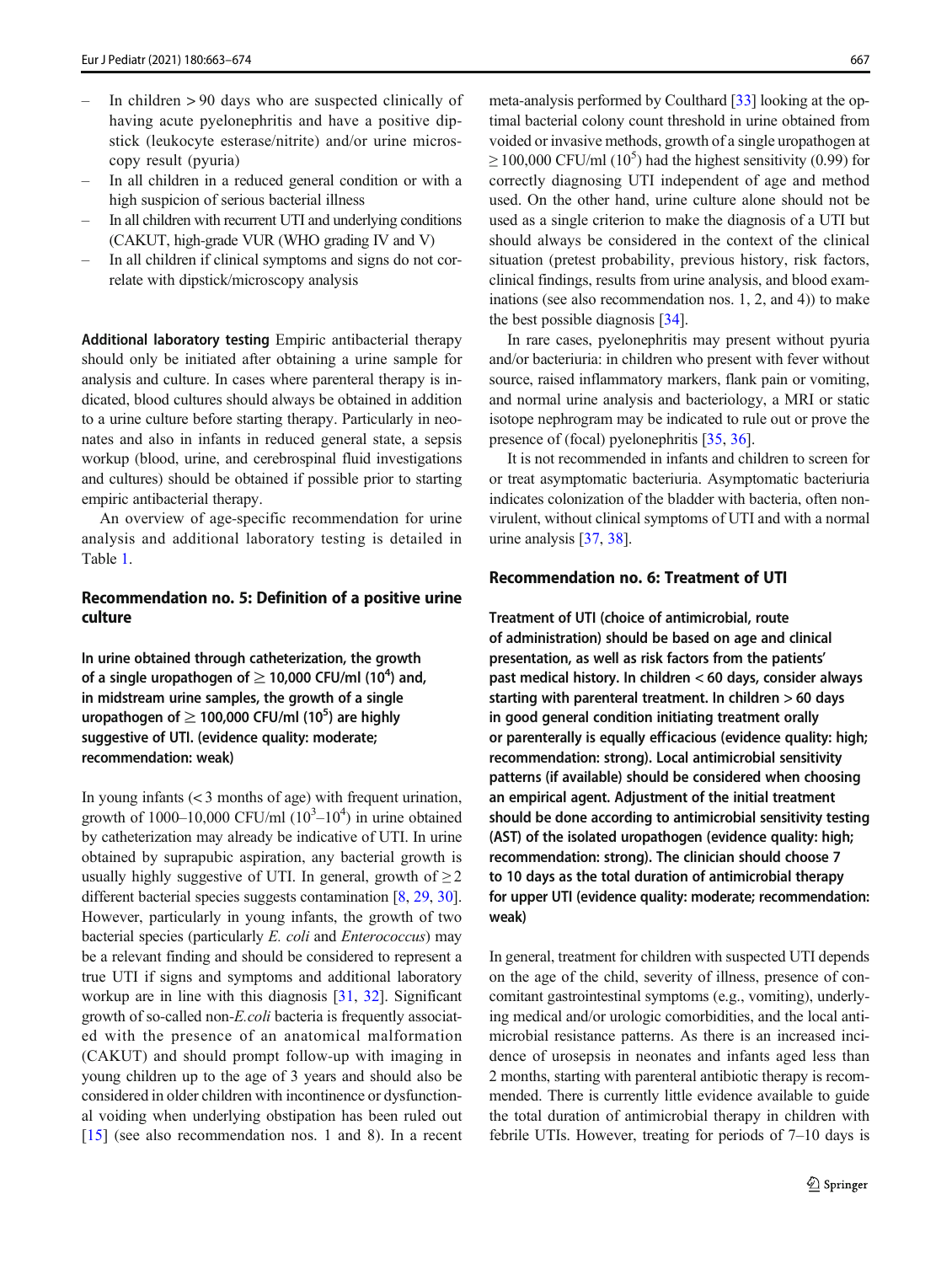- In children > 90 days who are suspected clinically of having acute pyelonephritis and have a positive dipstick (leukocyte esterase/nitrite) and/or urine microscopy result (pyuria)
- In all children in a reduced general condition or with a high suspicion of serious bacterial illness
- In all children with recurrent UTI and underlying conditions (CAKUT, high-grade VUR (WHO grading IV and V)
- In all children if clinical symptoms and signs do not correlate with dipstick/microscopy analysis

**Additional laboratory testing** Empiric antibacterial therapy should only be initiated after obtaining a urine sample for analysis and culture. In cases where parenteral therapy is indicated, blood cultures should always be obtained in addition to a urine culture before starting therapy. Particularly in neonates and also in infants in reduced general state, a sepsis workup (blood, urine, and cerebrospinal fluid investigations and cultures) should be obtained if possible prior to starting empiric antibacterial therapy.

An overview of age-specific recommendation for urine analysis and additional laboratory testing is detailed in Table 1.

### Recommendation no. 5: Definition of a positive urine culture

**In urine obtained through catheterization, the growth of a single uropathogen of ≥ 10,000 CFU/ml ($10^4$) and, in midstream urine samples, the growth of a single uropathogen of ≥ 100,000 CFU/ml ($10^5$) are highly suggestive of UTI. (evidence quality: moderate; recommendation: weak)**

In young infants (< 3 months of age) with frequent urination, growth of 1000–10,000 CFU/ml ($10^3$–$10^4$) in urine obtained by catheterization may already be indicative of UTI. In urine obtained by suprapubic aspiration, any bacterial growth is usually highly suggestive of UTI. In general, growth of ≥ 2 different bacterial species suggests contamination [8, 29, 30]. However, particularly in young infants, the growth of two bacterial species (particularly *E. coli* and *Enterococcus*) may be a relevant finding and should be considered to represent a true UTI if signs and symptoms and additional laboratory workup are in line with this diagnosis [31, 32]. Significant growth of so-called non-*E.coli* bacteria is frequently associated with the presence of an anatomical malformation (CAKUT) and should prompt follow-up with imaging in young children up to the age of 3 years and should also be considered in older children with incontinence or dysfunctional voiding when underlying obstipation has been ruled out [15] (see also recommendation nos. 1 and 8). In a recent meta-analysis performed by Coulthard [33] looking at the optimal bacterial colony count threshold in urine obtained from voided or invasive methods, growth of a single uropathogen at ≥ 100,000 CFU/ml ($10^5$) had the highest sensitivity (0.99) for correctly diagnosing UTI independent of age and method used. On the other hand, urine culture alone should not be used as a single criterion to make the diagnosis of a UTI but should always be considered in the context of the clinical situation (pretest probability, previous history, risk factors, clinical findings, results from urine analysis, and blood examinations (see also recommendation nos. 1, 2, and 4)) to make the best possible diagnosis [34].

In rare cases, pyelonephritis may present without pyuria and/or bacteriuria: in children who present with fever without source, raised inflammatory markers, flank pain or vomiting, and normal urine analysis and bacteriology, a MRI or static isotope nephrogram may be indicated to rule out or prove the presence of (focal) pyelonephritis [35, 36].

It is not recommended in infants and children to screen for or treat asymptomatic bacteriuria. Asymptomatic bacteriuria indicates colonization of the bladder with bacteria, often nonvirulent, without clinical symptoms of UTI and with a normal urine analysis [37, 38].

### Recommendation no. 6: Treatment of UTI

**Treatment of UTI (choice of antimicrobial, route of administration) should be based on age and clinical presentation, as well as risk factors from the patients' past medical history. In children < 60 days, consider always starting with parenteral treatment. In children > 60 days in good general condition initiating treatment orally or parenterally is equally efficacious (evidence quality: high; recommendation: strong). Local antimicrobial sensitivity patterns (if available) should be considered when choosing an empirical agent. Adjustment of the initial treatment should be done according to antimicrobial sensitivity testing (AST) of the isolated uropathogen (evidence quality: high; recommendation: strong). The clinician should choose 7 to 10 days as the total duration of antimicrobial therapy for upper UTI (evidence quality: moderate; recommendation: weak)**

In general, treatment for children with suspected UTI depends on the age of the child, severity of illness, presence of concomitant gastrointestinal symptoms (e.g., vomiting), underlying medical and/or urologic comorbidities, and the local antimicrobial resistance patterns. As there is an increased incidence of urosepsis in neonates and infants aged less than 2 months, starting with parenteral antibiotic therapy is recommended. There is currently little evidence available to guide the total duration of antimicrobial therapy in children with febrile UTIs. However, treating for periods of 7–10 days is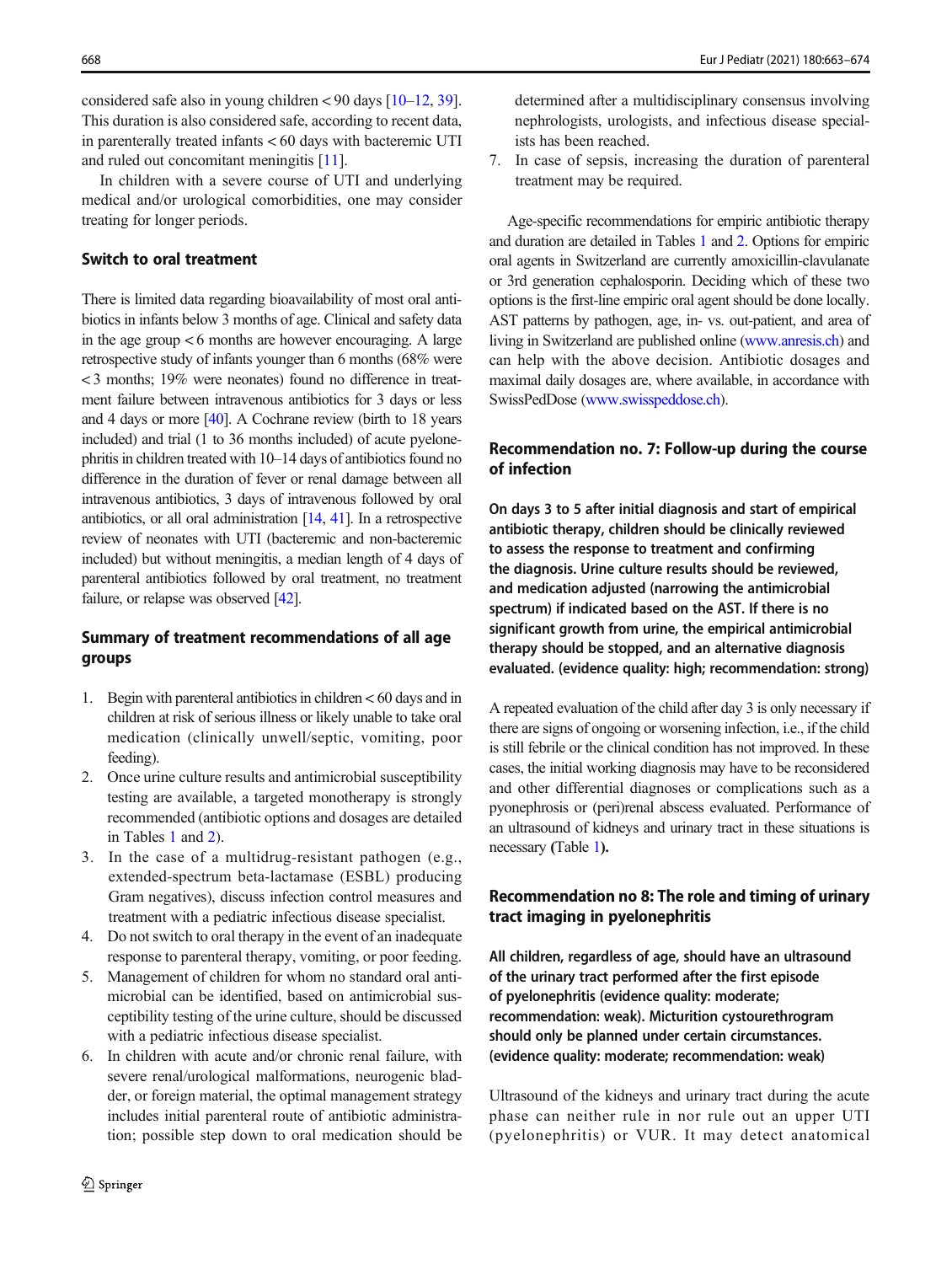considered safe also in young children < 90 days [10–12, 39]. This duration is also considered safe, according to recent data, in parenterally treated infants < 60 days with bacteremic UTI and ruled out concomitant meningitis [11].

In children with a severe course of UTI and underlying medical and/or urological comorbidities, one may consider treating for longer periods.

### Switch to oral treatment

There is limited data regarding bioavailability of most oral antibiotics in infants below 3 months of age. Clinical and safety data in the age group < 6 months are however encouraging. A large retrospective study of infants younger than 6 months (68% were < 3 months; 19% were neonates) found no difference in treatment failure between intravenous antibiotics for 3 days or less and 4 days or more [40]. A Cochrane review (birth to 18 years included) and trial (1 to 36 months included) of acute pyelonephritis in children treated with 10–14 days of antibiotics found no difference in the duration of fever or renal damage between all intravenous antibiotics, 3 days of intravenous followed by oral antibiotics, or all oral administration [14, 41]. In a retrospective review of neonates with UTI (bacteremic and non-bacteremic included) but without meningitis, a median length of 4 days of parenteral antibiotics followed by oral treatment, no treatment failure, or relapse was observed [42].

### Summary of treatment recommendations of all age groups

1. Begin with parenteral antibiotics in children < 60 days and in children at risk of serious illness or likely unable to take oral medication (clinically unwell/septic, vomiting, poor feeding).
2. Once urine culture results and antimicrobial susceptibility testing are available, a targeted monotherapy is strongly recommended (antibiotic options and dosages are detailed in Tables 1 and 2).
3. In the case of a multidrug-resistant pathogen (e.g., extended-spectrum beta-lactamase (ESBL) producing Gram negatives), discuss infection control measures and treatment with a pediatric infectious disease specialist.
4. Do not switch to oral therapy in the event of an inadequate response to parenteral therapy, vomiting, or poor feeding.
5. Management of children for whom no standard oral antimicrobial can be identified, based on antimicrobial susceptibility testing of the urine culture, should be discussed with a pediatric infectious disease specialist.
6. In children with acute and/or chronic renal failure, with severe renal/urological malformations, neurogenic bladder, or foreign material, the optimal management strategy includes initial parenteral route of antibiotic administration; possible step down to oral medication should be determined after a multidisciplinary consensus involving nephrologists, urologists, and infectious disease specialists has been reached.
7. In case of sepsis, increasing the duration of parenteral treatment may be required.

Age-specific recommendations for empiric antibiotic therapy and duration are detailed in Tables 1 and 2. Options for empiric oral agents in Switzerland are currently amoxicillin-clavulanate or 3rd generation cephalosporin. Deciding which of these two options is the first-line empiric oral agent should be done locally. AST patterns by pathogen, age, in- vs. out-patient, and area of living in Switzerland are published online (www.anresis.ch) and can help with the above decision. Antibiotic dosages and maximal daily dosages are, where available, in accordance with SwissPedDose (www.swisspeddose.ch).

### Recommendation no. 7: Follow-up during the course of infection

**On days 3 to 5 after initial diagnosis and start of empirical antibiotic therapy, children should be clinically reviewed to assess the response to treatment and confirming the diagnosis. Urine culture results should be reviewed, and medication adjusted (narrowing the antimicrobial spectrum) if indicated based on the AST. If there is no significant growth from urine, the empirical antimicrobial therapy should be stopped, and an alternative diagnosis evaluated. (evidence quality: high; recommendation: strong)**

A repeated evaluation of the child after day 3 is only necessary if there are signs of ongoing or worsening infection, i.e., if the child is still febrile or the clinical condition has not improved. In these cases, the initial working diagnosis may have to be reconsidered and other differential diagnoses or complications such as a pyonephrosis or (peri)renal abscess evaluated. Performance of an ultrasound of kidneys and urinary tract in these situations is necessary (Table 1).

### Recommendation no 8: The role and timing of urinary tract imaging in pyelonephritis

**All children, regardless of age, should have an ultrasound of the urinary tract performed after the first episode of pyelonephritis (evidence quality: moderate; recommendation: weak). Micturition cystourethrogram should only be planned under certain circumstances. (evidence quality: moderate; recommendation: weak)**

Ultrasound of the kidneys and urinary tract during the acute phase can neither rule in nor rule out an upper UTI (pyelonephritis) or VUR. It may detect anatomical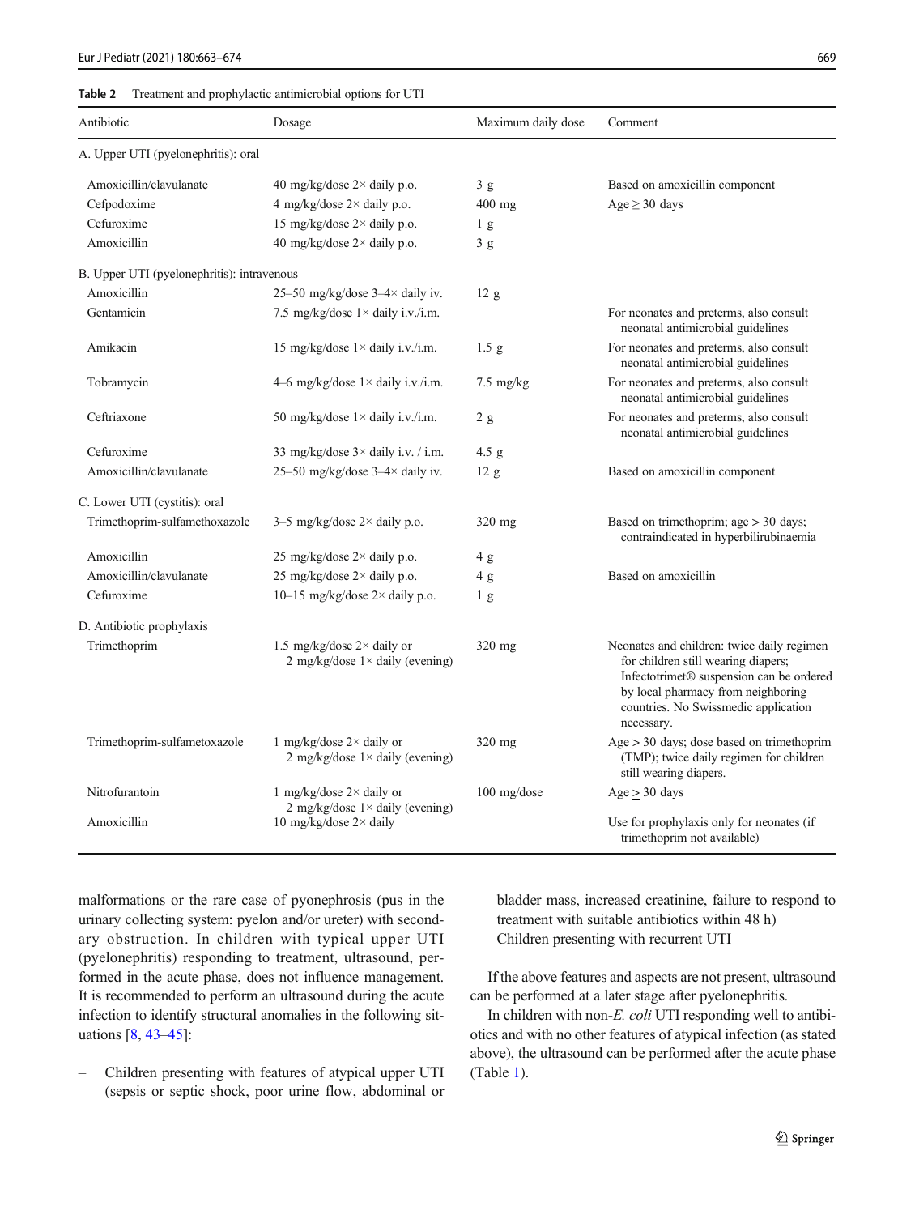**Table 2** Treatment and prophylactic antimicrobial options for UTI

| Antibiotic | Dosage | Maximum daily dose | Comment |
|---|---|---|---|
| A. Upper UTI (pyelonephritis): oral | | | |
| Amoxicillin/clavulanate | 40 mg/kg/dose 2× daily p.o. | 3 g | Based on amoxicillin component |
| Cefpodoxime | 4 mg/kg/dose 2× daily p.o. | 400 mg | Age ≥ 30 days |
| Cefuroxime | 15 mg/kg/dose 2× daily p.o. | 1 g | |
| Amoxicillin | 40 mg/kg/dose 2× daily p.o. | 3 g | |
| B. Upper UTI (pyelonephritis): intravenous | | | |
| Amoxicillin | 25–50 mg/kg/dose 3–4× daily iv. | 12 g | |
| Gentamicin | 7.5 mg/kg/dose 1× daily i.v./i.m. | | For neonates and preterms, also consult neonatal antimicrobial guidelines |
| Amikacin | 15 mg/kg/dose 1× daily i.v./i.m. | 1.5 g | For neonates and preterms, also consult neonatal antimicrobial guidelines |
| Tobramycin | 4–6 mg/kg/dose 1× daily i.v./i.m. | 7.5 mg/kg | For neonates and preterms, also consult neonatal antimicrobial guidelines |
| Ceftriaxone | 50 mg/kg/dose 1× daily i.v./i.m. | 2 g | For neonates and preterms, also consult neonatal antimicrobial guidelines |
| Cefuroxime | 33 mg/kg/dose 3× daily i.v. / i.m. | 4.5 g | |
| Amoxicillin/clavulanate | 25–50 mg/kg/dose 3–4× daily iv. | 12 g | Based on amoxicillin component |
| C. Lower UTI (cystitis): oral | | | |
| Trimethoprim-sulfamethoxazole | 3–5 mg/kg/dose 2× daily p.o. | 320 mg | Based on trimethoprim; age > 30 days; contraindicated in hyperbilirubinaemia |
| Amoxicillin | 25 mg/kg/dose 2× daily p.o. | 4 g | |
| Amoxicillin/clavulanate | 25 mg/kg/dose 2× daily p.o. | 4 g | Based on amoxicillin |
| Cefuroxime | 10–15 mg/kg/dose 2× daily p.o. | 1 g | |
| D. Antibiotic prophylaxis | | | |
| Trimethoprim | 1.5 mg/kg/dose 2× daily or 2 mg/kg/dose 1× daily (evening) | 320 mg | Neonates and children: twice daily regimen for children still wearing diapers; Infectotrimet® suspension can be ordered by local pharmacy from neighboring countries. No Swissmedic application necessary. |
| Trimethoprim-sulfametoxazole | 1 mg/kg/dose 2× daily or 2 mg/kg/dose 1× daily (evening) | 320 mg | Age > 30 days; dose based on trimethoprim (TMP); twice daily regimen for children still wearing diapers. |
| Nitrofurantoin | 1 mg/kg/dose 2× daily or 2 mg/kg/dose 1× daily (evening) | 100 mg/dose | Age ≥ 30 days |
| Amoxicillin | 10 mg/kg/dose 2× daily | | Use for prophylaxis only for neonates (if trimethoprim not available) |

malformations or the rare case of pyonephrosis (pus in the urinary collecting system: pyelon and/or ureter) with secondary obstruction. In children with typical upper UTI (pyelonephritis) responding to treatment, ultrasound, performed in the acute phase, does not influence management. It is recommended to perform an ultrasound during the acute infection to identify structural anomalies in the following situations [8, 43–45]:

- Children presenting with features of atypical upper UTI (sepsis or septic shock, poor urine flow, abdominal or bladder mass, increased creatinine, failure to respond to treatment with suitable antibiotics within 48 h)
- Children presenting with recurrent UTI

If the above features and aspects are not present, ultrasound can be performed at a later stage after pyelonephritis.

In children with non-*E. coli* UTI responding well to antibiotics and with no other features of atypical infection (as stated above), the ultrasound can be performed after the acute phase (Table 1).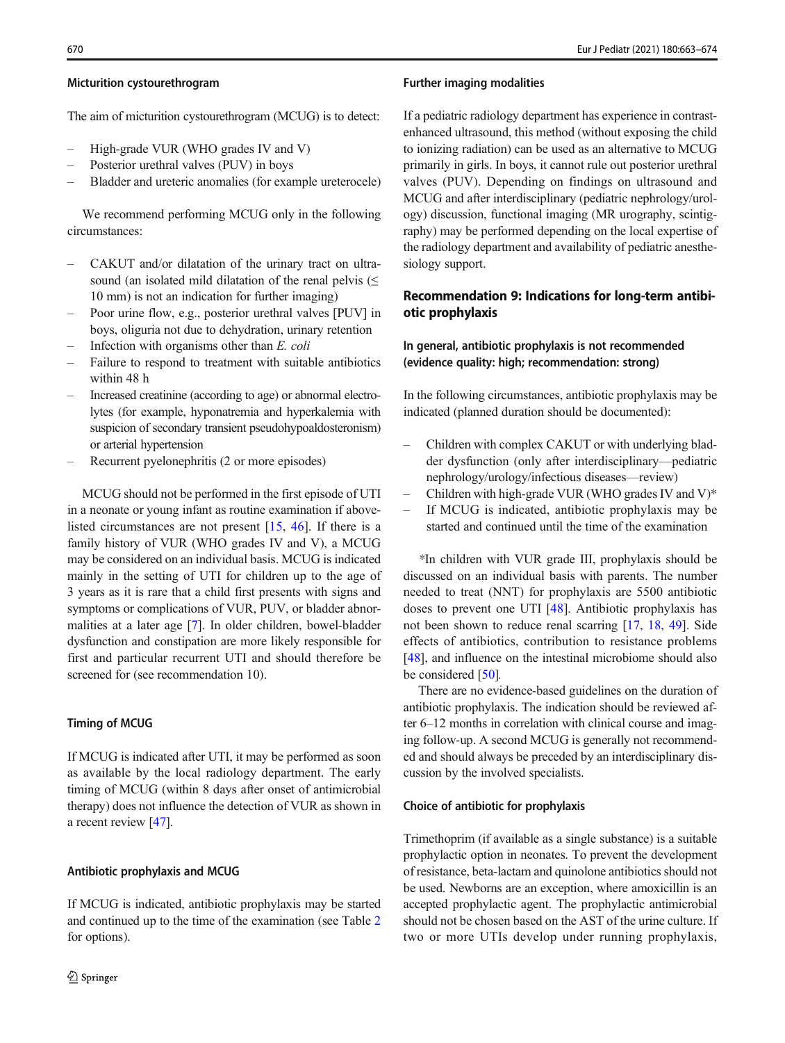### Micturition cystourethrogram

The aim of micturition cystourethrogram (MCUG) is to detect:

- High-grade VUR (WHO grades IV and V)
- Posterior urethral valves (PUV) in boys
- Bladder and ureteric anomalies (for example ureterocele)

We recommend performing MCUG only in the following circumstances:

- CAKUT and/or dilatation of the urinary tract on ultrasound (an isolated mild dilatation of the renal pelvis (≤ 10 mm) is not an indication for further imaging)
- Poor urine flow, e.g., posterior urethral valves [PUV] in boys, oliguria not due to dehydration, urinary retention
- Infection with organisms other than *E. coli*
- Failure to respond to treatment with suitable antibiotics within 48 h
- Increased creatinine (according to age) or abnormal electrolytes (for example, hyponatremia and hyperkalemia with suspicion of secondary transient pseudohypoaldosteronism) or arterial hypertension
- Recurrent pyelonephritis (2 or more episodes)

MCUG should not be performed in the first episode of UTI in a neonate or young infant as routine examination if above-listed circumstances are not present [15, 46]. If there is a family history of VUR (WHO grades IV and V), a MCUG may be considered on an individual basis. MCUG is indicated mainly in the setting of UTI for children up to the age of 3 years as it is rare that a child first presents with signs and symptoms or complications of VUR, PUV, or bladder abnormalities at a later age [7]. In older children, bowel-bladder dysfunction and constipation are more likely responsible for first and particular recurrent UTI and should therefore be screened for (see recommendation 10).

### Timing of MCUG

If MCUG is indicated after UTI, it may be performed as soon as available by the local radiology department. The early timing of MCUG (within 8 days after onset of antimicrobial therapy) does not influence the detection of VUR as shown in a recent review [47].

### Antibiotic prophylaxis and MCUG

If MCUG is indicated, antibiotic prophylaxis may be started and continued up to the time of the examination (see Table 2 for options).

### Further imaging modalities

If a pediatric radiology department has experience in contrast-enhanced ultrasound, this method (without exposing the child to ionizing radiation) can be used as an alternative to MCUG primarily in girls. In boys, it cannot rule out posterior urethral valves (PUV). Depending on findings on ultrasound and MCUG and after interdisciplinary (pediatric nephrology/urology) discussion, functional imaging (MR urography, scintigraphy) may be performed depending on the local expertise of the radiology department and availability of pediatric anesthesiology support.

## Recommendation 9: Indications for long-term antibiotic prophylaxis

### In general, antibiotic prophylaxis is not recommended (evidence quality: high; recommendation: strong)

In the following circumstances, antibiotic prophylaxis may be indicated (planned duration should be documented):

- Children with complex CAKUT or with underlying bladder dysfunction (only after interdisciplinary—pediatric nephrology/urology/infectious diseases—review)
- Children with high-grade VUR (WHO grades IV and V)*
- If MCUG is indicated, antibiotic prophylaxis may be started and continued until the time of the examination

*In children with VUR grade III, prophylaxis should be discussed on an individual basis with parents. The number needed to treat (NNT) for prophylaxis are 5500 antibiotic doses to prevent one UTI [48]. Antibiotic prophylaxis has not been shown to reduce renal scarring [17, 18, 49]. Side effects of antibiotics, contribution to resistance problems [48], and influence on the intestinal microbiome should also be considered [50].

There are no evidence-based guidelines on the duration of antibiotic prophylaxis. The indication should be reviewed after 6–12 months in correlation with clinical course and imaging follow-up. A second MCUG is generally not recommended and should always be preceded by an interdisciplinary discussion by the involved specialists.

### Choice of antibiotic for prophylaxis

Trimethoprim (if available as a single substance) is a suitable prophylactic option in neonates. To prevent the development of resistance, beta-lactam and quinolone antibiotics should not be used. Newborns are an exception, where amoxicillin is an accepted prophylactic agent. The prophylactic antimicrobial should not be chosen based on the AST of the urine culture. If two or more UTIs develop under running prophylaxis,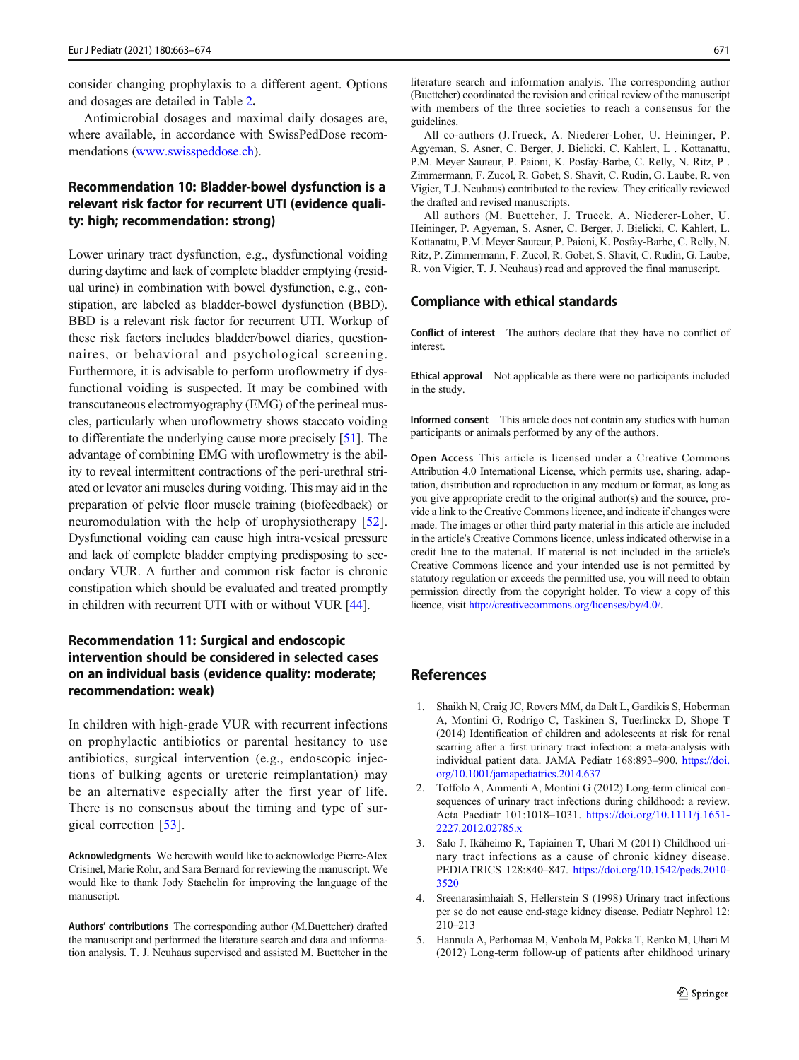consider changing prophylaxis to a different agent. Options and dosages are detailed in Table 2.

Antimicrobial dosages and maximal daily dosages are, where available, in accordance with SwissPedDose recommendations (www.swisspeddose.ch).

## Recommendation 10: Bladder-bowel dysfunction is a relevant risk factor for recurrent UTI (evidence quality: high; recommendation: strong)

Lower urinary tract dysfunction, e.g., dysfunctional voiding during daytime and lack of complete bladder emptying (residual urine) in combination with bowel dysfunction, e.g., constipation, are labeled as bladder-bowel dysfunction (BBD). BBD is a relevant risk factor for recurrent UTI. Workup of these risk factors includes bladder/bowel diaries, questionnaires, or behavioral and psychological screening. Furthermore, it is advisable to perform uroflowmetry if dysfunctional voiding is suspected. It may be combined with transcutaneous electromyography (EMG) of the perineal muscles, particularly when uroflowmetry shows staccato voiding to differentiate the underlying cause more precisely [51]. The advantage of combining EMG with uroflowmetry is the ability to reveal intermittent contractions of the peri-urethral striated or levator ani muscles during voiding. This may aid in the preparation of pelvic floor muscle training (biofeedback) or neuromodulation with the help of urophysiotherapy [52]. Dysfunctional voiding can cause high intra-vesical pressure and lack of complete bladder emptying predisposing to secondary VUR. A further and common risk factor is chronic constipation which should be evaluated and treated promptly in children with recurrent UTI with or without VUR [44].

## Recommendation 11: Surgical and endoscopic intervention should be considered in selected cases on an individual basis (evidence quality: moderate; recommendation: weak)

In children with high-grade VUR with recurrent infections on prophylactic antibiotics or parental hesitancy to use antibiotics, surgical intervention (e.g., endoscopic injections of bulking agents or ureteric reimplantation) may be an alternative especially after the first year of life. There is no consensus about the timing and type of surgical correction [53].

**Acknowledgments** We herewith would like to acknowledge Pierre-Alex Crisinel, Marie Rohr, and Sara Bernard for reviewing the manuscript. We would like to thank Jody Staehelin for improving the language of the manuscript.

**Authors' contributions** The corresponding author (M.Buettcher) drafted the manuscript and performed the literature search and data and information analysis. T. J. Neuhaus supervised and assisted M. Buettcher in the literature search and information analysis. The corresponding author (Buettcher) coordinated the revision and critical review of the manuscript with members of the three societies to reach a consensus for the guidelines.

All co-authors (J.Trueck, A. Niederer-Loher, U. Heininger, P. Agyeman, S. Asner, C. Berger, J. Bielicki, C. Kahlert, L . Kottanattu, P.M. Meyer Sauteur, P. Paioni, K. Posfay-Barbe, C. Relly, N. Ritz, P . Zimmermann, F. Zucol, R. Gobet, S. Shavit, C. Rudin, G. Laube, R. von Vigier, T.J. Neuhaus) contributed to the review. They critically reviewed the drafted and revised manuscripts.

All authors (M. Buettcher, J. Trueck, A. Niederer-Loher, U. Heininger, P. Agyeman, S. Asner, C. Berger, J. Bielicki, C. Kahlert, L. Kottanattu, P.M. Meyer Sauteur, P. Paioni, K. Posfay-Barbe, C. Relly, N. Ritz, P. Zimmermann, F. Zucol, R. Gobet, S. Shavit, C. Rudin, G. Laube, R. von Vigier, T. J. Neuhaus) read and approved the final manuscript.

## Compliance with ethical standards

**Conflict of interest** The authors declare that they have no conflict of interest.

**Ethical approval** Not applicable as there were no participants included in the study.

**Informed consent** This article does not contain any studies with human participants or animals performed by any of the authors.

**Open Access** This article is licensed under a Creative Commons Attribution 4.0 International License, which permits use, sharing, adaptation, distribution and reproduction in any medium or format, as long as you give appropriate credit to the original author(s) and the source, provide a link to the Creative Commons licence, and indicate if changes were made. The images or other third party material in this article are included in the article's Creative Commons licence, unless indicated otherwise in a credit line to the material. If material is not included in the article's Creative Commons licence and your intended use is not permitted by statutory regulation or exceeds the permitted use, you will need to obtain permission directly from the copyright holder. To view a copy of this licence, visit http://creativecommons.org/licenses/by/4.0/.

## References

1. Shaikh N, Craig JC, Rovers MM, da Dalt L, Gardikis S, Hoberman A, Montini G, Rodrigo C, Taskinen S, Tuerlinckx D, Shope T (2014) Identification of children and adolescents at risk for renal scarring after a first urinary tract infection: a meta-analysis with individual patient data. JAMA Pediatr 168:893–900. https://doi.org/10.1001/jamapediatrics.2014.637
2. Toffolo A, Ammenti A, Montini G (2012) Long-term clinical consequences of urinary tract infections during childhood: a review. Acta Paediatr 101:1018–1031. https://doi.org/10.1111/j.1651-2227.2012.02785.x
3. Salo J, Ikäheimo R, Tapiainen T, Uhari M (2011) Childhood urinary tract infections as a cause of chronic kidney disease. PEDIATRICS 128:840–847. https://doi.org/10.1542/peds.2010-3520
4. Sreenarasimhaiah S, Hellerstein S (1998) Urinary tract infections per se do not cause end-stage kidney disease. Pediatr Nephrol 12: 210–213
5. Hannula A, Perhomaa M, Venhola M, Pokka T, Renko M, Uhari M (2012) Long-term follow-up of patients after childhood urinary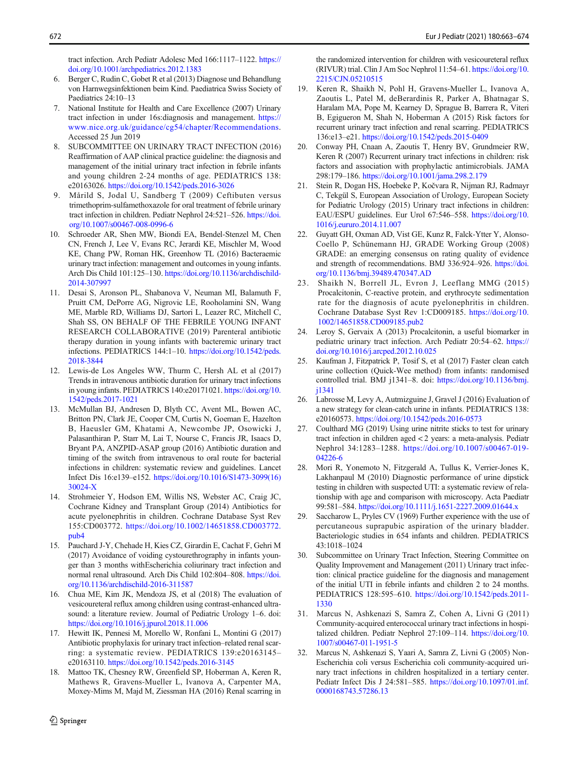tract infection. Arch Pediatr Adolesc Med 166:1117–1122. https://doi.org/10.1001/archpediatrics.2012.1383

6. Berger C, Rudin C, Gobet R et al (2013) Diagnose und Behandlung von Harnwegsinfektionen beim Kind. Paediatrica Swiss Society of Paediatrics 24:10–13
7. National Institute for Health and Care Excellence (2007) Urinary tract infection in under 16s:diagnosis and management. https://www.nice.org.uk/guidance/cg54/chapter/Recommendations. Accessed 25 Jun 2019
8. SUBCOMMITTEE ON URINARY TRACT INFECTION (2016) Reaffirmation of AAP clinical practice guideline: the diagnosis and management of the initial urinary tract infection in febrile infants and young children 2-24 months of age. PEDIATRICS 138: e20163026. https://doi.org/10.1542/peds.2016-3026
9. Mårild S, Jodal U, Sandberg T (2009) Ceftibuten versus trimethoprim-sulfamethoxazole for oral treatment of febrile urinary tract infection in children. Pediatr Nephrol 24:521–526. https://doi.org/10.1007/s00467-008-0996-6
10. Schroeder AR, Shen MW, Biondi EA, Bendel-Stenzel M, Chen CN, French J, Lee V, Evans RC, Jerardi KE, Mischler M, Wood KE, Chang PW, Roman HK, Greenhow TL (2016) Bacteraemic urinary tract infection: management and outcomes in young infants. Arch Dis Child 101:125–130. https://doi.org/10.1136/archdischild-2014-307997
11. Desai S, Aronson PL, Shabanova V, Neuman MI, Balamuth F, Pruitt CM, DePorre AG, Nigrovic LE, Rooholamini SN, Wang ME, Marble RD, Williams DJ, Sartori L, Leazer RC, Mitchell C, Shah SS, ON BEHALF OF THE FEBRILE YOUNG INFANT RESEARCH COLLABORATIVE (2019) Parenteral antibiotic therapy duration in young infants with bacteremic urinary tract infections. PEDIATRICS 144:1–10. https://doi.org/10.1542/peds.2018-3844
12. Lewis-de Los Angeles WW, Thurm C, Hersh AL et al (2017) Trends in intravenous antibiotic duration for urinary tract infections in young infants. PEDIATRICS 140:e20171021. https://doi.org/10.1542/peds.2017-1021
13. McMullan BJ, Andresen D, Blyth CC, Avent ML, Bowen AC, Britton PN, Clark JE, Cooper CM, Curtis N, Goeman E, Hazelton B, Haeusler GM, Khatami A, Newcombe JP, Osowicki J, Palasanthiran P, Starr M, Lai T, Nourse C, Francis JR, Isaacs D, Bryant PA, ANZPID-ASAP group (2016) Antibiotic duration and timing of the switch from intravenous to oral route for bacterial infections in children: systematic review and guidelines. Lancet Infect Dis 16:e139–e152. https://doi.org/10.1016/S1473-3099(16)30024-X
14. Strohmeier Y, Hodson EM, Willis NS, Webster AC, Craig JC, Cochrane Kidney and Transplant Group (2014) Antibiotics for acute pyelonephritis in children. Cochrane Database Syst Rev 155:CD003772. https://doi.org/10.1002/14651858.CD003772.pub4
15. Pauchard J-Y, Chehade H, Kies CZ, Girardin E, Cachat F, Gehri M (2017) Avoidance of voiding cystourethrography in infants younger than 3 months withEscherichia coliurinary tract infection and normal renal ultrasound. Arch Dis Child 102:804–808. https://doi.org/10.1136/archdischild-2016-311587
16. Chua ME, Kim JK, Mendoza JS, et al (2018) The evaluation of vesicoureteral reflux among children using contrast-enhanced ultrasound: a literature review. Journal of Pediatric Urology 1–6. doi: https://doi.org/10.1016/j.jpurol.2018.11.006
17. Hewitt IK, Pennesi M, Morello W, Ronfani L, Montini G (2017) Antibiotic prophylaxis for urinary tract infection–related renal scarring: a systematic review. PEDIATRICS 139:e20163145–e20163110. https://doi.org/10.1542/peds.2016-3145
18. Mattoo TK, Chesney RW, Greenfield SP, Hoberman A, Keren R, Mathews R, Gravens-Mueller L, Ivanova A, Carpenter MA, Moxey-Mims M, Majd M, Ziessman HA (2016) Renal scarring in the randomized intervention for children with vesicoureteral reflux (RIVUR) trial. Clin J Am Soc Nephrol 11:54–61. https://doi.org/10.2215/CJN.05210515
19. Keren R, Shaikh N, Pohl H, Gravens-Mueller L, Ivanova A, Zaoutis L, Patel M, deBerardinis R, Parker A, Bhatnagar S, Haralam MA, Pope M, Kearney D, Sprague B, Barrera R, Viteri B, Egigueron M, Shah N, Hoberman A (2015) Risk factors for recurrent urinary tract infection and renal scarring. PEDIATRICS 136:e13–e21. https://doi.org/10.1542/peds.2015-0409
20. Conway PH, Cnaan A, Zaoutis T, Henry BV, Grundmeier RW, Keren R (2007) Recurrent urinary tract infections in children: risk factors and association with prophylactic antimicrobials. JAMA 298:179–186. https://doi.org/10.1001/jama.298.2.179
21. Stein R, Dogan HS, Hoebeke P, Kočvara R, Nijman RJ, Radmayr C, Tekgül S, European Association of Urology, European Society for Pediatric Urology (2015) Urinary tract infections in children: EAU/ESPU guidelines. Eur Urol 67:546–558. https://doi.org/10.1016/j.eururo.2014.11.007
22. Guyatt GH, Oxman AD, Vist GE, Kunz R, Falck-Ytter Y, Alonso-Coello P, Schünemann HJ, GRADE Working Group (2008) GRADE: an emerging consensus on rating quality of evidence and strength of recommendations. BMJ 336:924–926. https://doi.org/10.1136/bmj.39489.470347.AD
23. Shaikh N, Borrell JL, Evron J, Leeflang MMG (2015) Procalcitonin, C-reactive protein, and erythrocyte sedimentation rate for the diagnosis of acute pyelonephritis in children. Cochrane Database Syst Rev 1:CD009185. https://doi.org/10.1002/14651858.CD009185.pub2
24. Leroy S, Gervaix A (2013) Procalcitonin, a useful biomarker in pediatric urinary tract infection. Arch Pediatr 20:54–62. https://doi.org/10.1016/j.arcped.2012.10.025
25. Kaufman J, Fitzpatrick P, Tosif S, et al (2017) Faster clean catch urine collection (Quick-Wee method) from infants: randomised controlled trial. BMJ j1341–8. doi: https://doi.org/10.1136/bmj.j1341
26. Labrosse M, Levy A, Autmizguine J, Gravel J (2016) Evaluation of a new strategy for clean-catch urine in infants. PEDIATRICS 138: e20160573. https://doi.org/10.1542/peds.2016-0573
27. Coulthard MG (2019) Using urine nitrite sticks to test for urinary tract infection in children aged < 2 years: a meta-analysis. Pediatr Nephrol 34:1283–1288. https://doi.org/10.1007/s00467-019-04226-6
28. Mori R, Yonemoto N, Fitzgerald A, Tullus K, Verrier-Jones K, Lakhanpaul M (2010) Diagnostic performance of urine dipstick testing in children with suspected UTI: a systematic review of relationship with age and comparison with microscopy. Acta Paediatr 99:581–584. https://doi.org/10.1111/j.1651-2227.2009.01644.x
29. Saccharow L, Pryles CV (1969) Further experience with the use of percutaneous suprapubic aspiration of the urinary bladder. Bacteriologic studies in 654 infants and children. PEDIATRICS 43:1018–1024
30. Subcommittee on Urinary Tract Infection, Steering Committee on Quality Improvement and Management (2011) Urinary tract infection: clinical practice guideline for the diagnosis and management of the initial UTI in febrile infants and children 2 to 24 months. PEDIATRICS 128:595–610. https://doi.org/10.1542/peds.2011-1330
31. Marcus N, Ashkenazi S, Samra Z, Cohen A, Livni G (2011) Community-acquired enterococcal urinary tract infections in hospitalized children. Pediatr Nephrol 27:109–114. https://doi.org/10.1007/s00467-011-1951-5
32. Marcus N, Ashkenazi S, Yaari A, Samra Z, Livni G (2005) Non-Escherichia coli versus Escherichia coli community-acquired urinary tract infections in children hospitalized in a tertiary center. Pediatr Infect Dis J 24:581–585. https://doi.org/10.1097/01.inf.0000168743.57286.13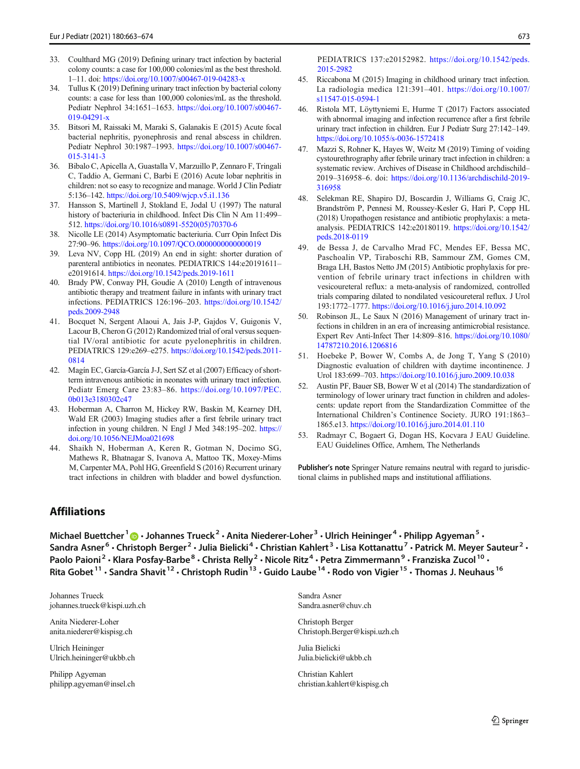33. Coulthard MG (2019) Defining urinary tract infection by bacterial colony counts: a case for 100,000 colonies/ml as the best threshold. 1–11. doi: https://doi.org/10.1007/s00467-019-04283-x
34. Tullus K (2019) Defining urinary tract infection by bacterial colony counts: a case for less than 100,000 colonies/mL as the threshold. Pediatr Nephrol 34:1651–1653. https://doi.org/10.1007/s00467-019-04291-x
35. Bitsori M, Raissaki M, Maraki S, Galanakis E (2015) Acute focal bacterial nephritis, pyonephrosis and renal abscess in children. Pediatr Nephrol 30:1987–1993. https://doi.org/10.1007/s00467-015-3141-3
36. Bibalo C, Apicella A, Guastalla V, Marzuillo P, Zennaro F, Tringali C, Taddio A, Germani C, Barbi E (2016) Acute lobar nephritis in children: not so easy to recognize and manage. World J Clin Pediatr 5:136–142. https://doi.org/10.5409/wjcp.v5.i1.136
37. Hansson S, Martinell J, Stokland E, Jodal U (1997) The natural history of bacteriuria in childhood. Infect Dis Clin N Am 11:499–512. https://doi.org/10.1016/s0891-5520(05)70370-6
38. Nicolle LE (2014) Asymptomatic bacteriuria. Curr Opin Infect Dis 27:90–96. https://doi.org/10.1097/QCO.0000000000000019
39. Leva NV, Copp HL (2019) An end in sight: shorter duration of parenteral antibiotics in neonates. PEDIATRICS 144:e20191611–e20191614. https://doi.org/10.1542/peds.2019-1611
40. Brady PW, Conway PH, Goudie A (2010) Length of intravenous antibiotic therapy and treatment failure in infants with urinary tract infections. PEDIATRICS 126:196–203. https://doi.org/10.1542/peds.2009-2948
41. Bocquet N, Sergent Alaoui A, Jais J-P, Gajdos V, Guigonis V, Lacour B, Cheron G (2012) Randomized trial of oral versus sequential IV/oral antibiotic for acute pyelonephritis in children. PEDIATRICS 129:e269–e275. https://doi.org/10.1542/peds.2011-0814
42. Magín EC, García-García J-J, Sert SZ et al (2007) Efficacy of short-term intravenous antibiotic in neonates with urinary tract infection. Pediatr Emerg Care 23:83–86. https://doi.org/10.1097/PEC.0b013e3180302c47
43. Hoberman A, Charron M, Hickey RW, Baskin M, Kearney DH, Wald ER (2003) Imaging studies after a first febrile urinary tract infection in young children. N Engl J Med 348:195–202. https://doi.org/10.1056/NEJMoa021698
44. Shaikh N, Hoberman A, Keren R, Gotman N, Docimo SG, Mathews R, Bhatnagar S, Ivanova A, Mattoo TK, Moxey-Mims M, Carpenter MA, Pohl HG, Greenfield S (2016) Recurrent urinary tract infections in children with bladder and bowel dysfunction. PEDIATRICS 137:e20152982. https://doi.org/10.1542/peds.2015-2982
45. Riccabona M (2015) Imaging in childhood urinary tract infection. La radiologia medica 121:391–401. https://doi.org/10.1007/s11547-015-0594-1
46. Ristola MT, Löyttyniemi E, Hurme T (2017) Factors associated with abnormal imaging and infection recurrence after a first febrile urinary tract infection in children. Eur J Pediatr Surg 27:142–149. https://doi.org/10.1055/s-0036-1572418
47. Mazzi S, Rohner K, Hayes W, Weitz M (2019) Timing of voiding cystourethrography after febrile urinary tract infection in children: a systematic review. Archives of Disease in Childhood archdischild–2019–316958–6. doi: https://doi.org/10.1136/archdischild-2019-316958
48. Selekman RE, Shapiro DJ, Boscardin J, Williams G, Craig JC, Brandström P, Pennesi M, Roussey-Kesler G, Hari P, Copp HL (2018) Uropathogen resistance and antibiotic prophylaxis: a meta-analysis. PEDIATRICS 142:e20180119. https://doi.org/10.1542/peds.2018-0119
49. de Bessa J, de Carvalho Mrad FC, Mendes EF, Bessa MC, Paschoalin VP, Tiraboschi RB, Sammour ZM, Gomes CM, Braga LH, Bastos Netto JM (2015) Antibiotic prophylaxis for prevention of febrile urinary tract infections in children with vesicoureteral reflux: a meta-analysis of randomized, controlled trials comparing dilated to nondilated vesicoureteral reflux. J Urol 193:1772–1777. https://doi.org/10.1016/j.juro.2014.10.092
50. Robinson JL, Le Saux N (2016) Management of urinary tract infections in children in an era of increasing antimicrobial resistance. Expert Rev Anti-Infect Ther 14:809–816. https://doi.org/10.1080/14787210.2016.1206816
51. Hoebeke P, Bower W, Combs A, de Jong T, Yang S (2010) Diagnostic evaluation of children with daytime incontinence. J Urol 183:699–703. https://doi.org/10.1016/j.juro.2009.10.038
52. Austin PF, Bauer SB, Bower W et al (2014) The standardization of terminology of lower urinary tract function in children and adolescents: update report from the Standardization Committee of the International Children's Continence Society. JURO 191:1863–1865.e13. https://doi.org/10.1016/j.juro.2014.01.110
53. Radmayr C, Bogaert G, Dogan HS, Kocvara J EAU Guideline. EAU Guidelines Office, Arnhem, The Netherlands

**Publisher's note** Springer Nature remains neutral with regard to jurisdictional claims in published maps and institutional affiliations.

## Affiliations

**Michael Buettcher[1] · Johannes Trueck[2] · Anita Niederer-Loher[3] · Ulrich Heininger[4] · Philipp Agyeman[5] · Sandra Asner[6] · Christoph Berger[2] · Julia Bielicki[4] · Christian Kahlert[3] · Lisa Kottanattu[7] · Patrick M. Meyer Sauteur[2] · Paolo Paioni[2] · Klara Posfay-Barbe[8] · Christa Relly[2] · Nicole Ritz[4] · Petra Zimmermann[9] · Franziska Zucol[10] · Rita Gobet[11] · Sandra Shavit[12] · Christoph Rudin[13] · Guido Laube[14] · Rodo von Vigier[15] · Thomas J. Neuhaus[16]**

Johannes Trueck
johannes.trueck@kispi.uzh.ch

Anita Niederer-Loher
anita.niederer@kispisg.ch

Ulrich Heininger
Ulrich.heininger@ukbb.ch

Philipp Agyeman
philipp.agyeman@insel.ch

Sandra Asner
Sandra.asner@chuv.ch

Christoph Berger
Christoph.Berger@kispi.uzh.ch

Julia Bielicki
Julia.bielicki@ukbb.ch

Christian Kahlert
christian.kahlert@kispisg.ch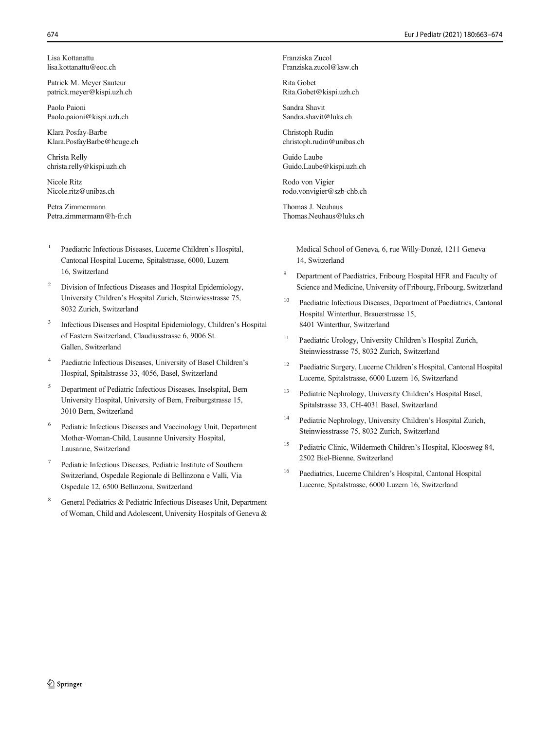Lisa Kottanattu
lisa.kottanattu@eoc.ch

Patrick M. Meyer Sauteur
patrick.meyer@kispi.uzh.ch

Paolo Paioni
Paolo.paioni@kispi.uzh.ch

Klara Posfay-Barbe
Klara.PosfayBarbe@hcuge.ch

Christa Relly
christa.relly@kispi.uzh.ch

Nicole Ritz
Nicole.ritz@unibas.ch

Petra Zimmermann
Petra.zimmermann@h-fr.ch

Franziska Zucol
Franziska.zucol@ksw.ch

Rita Gobet
Rita.Gobet@kispi.uzh.ch

Sandra Shavit
Sandra.shavit@luks.ch

Christoph Rudin
christoph.rudin@unibas.ch

Guido Laube
Guido.Laube@kispi.uzh.ch

Rodo von Vigier
rodo.vonvigier@szb-chb.ch

Thomas J. Neuhaus
Thomas.Neuhaus@luks.ch

[1] Paediatric Infectious Diseases, Lucerne Children's Hospital, Cantonal Hospital Lucerne, Spitalstrasse, 6000, Luzern 16, Switzerland

[2] Division of Infectious Diseases and Hospital Epidemiology, University Children's Hospital Zurich, Steinwiesstrasse 75, 8032 Zurich, Switzerland

[3] Infectious Diseases and Hospital Epidemiology, Children's Hospital of Eastern Switzerland, Claudiusstrasse 6, 9006 St. Gallen, Switzerland

[4] Paediatric Infectious Diseases, University of Basel Children's Hospital, Spitalstrasse 33, 4056, Basel, Switzerland

[5] Department of Pediatric Infectious Diseases, Inselspital, Bern University Hospital, University of Bern, Freiburgstrasse 15, 3010 Bern, Switzerland

[6] Pediatric Infectious Diseases and Vaccinology Unit, Department Mother-Woman-Child, Lausanne University Hospital, Lausanne, Switzerland

[7] Pediatric Infectious Diseases, Pediatric Institute of Southern Switzerland, Ospedale Regionale di Bellinzona e Valli, Via Ospedale 12, 6500 Bellinzona, Switzerland

[8] General Pediatrics & Pediatric Infectious Diseases Unit, Department of Woman, Child and Adolescent, University Hospitals of Geneva & Medical School of Geneva, 6, rue Willy-Donzé, 1211 Geneva 14, Switzerland

[9] Department of Paediatrics, Fribourg Hospital HFR and Faculty of Science and Medicine, University of Fribourg, Fribourg, Switzerland

[10] Paediatric Infectious Diseases, Department of Paediatrics, Cantonal Hospital Winterthur, Brauerstrasse 15, 8401 Winterthur, Switzerland

[11] Paediatric Urology, University Children's Hospital Zurich, Steinwiesstrasse 75, 8032 Zurich, Switzerland

[12] Paediatric Surgery, Lucerne Children's Hospital, Cantonal Hospital Lucerne, Spitalstrasse, 6000 Luzern 16, Switzerland

[13] Pediatric Nephrology, University Children's Hospital Basel, Spitalstrasse 33, CH-4031 Basel, Switzerland

[14] Pediatric Nephrology, University Children's Hospital Zurich, Steinwiesstrasse 75, 8032 Zurich, Switzerland

[15] Pediatric Clinic, Wildermeth Children's Hospital, Kloosweg 84, 2502 Biel-Bienne, Switzerland

[16] Paediatrics, Lucerne Children's Hospital, Cantonal Hospital Lucerne, Spitalstrasse, 6000 Luzern 16, Switzerland